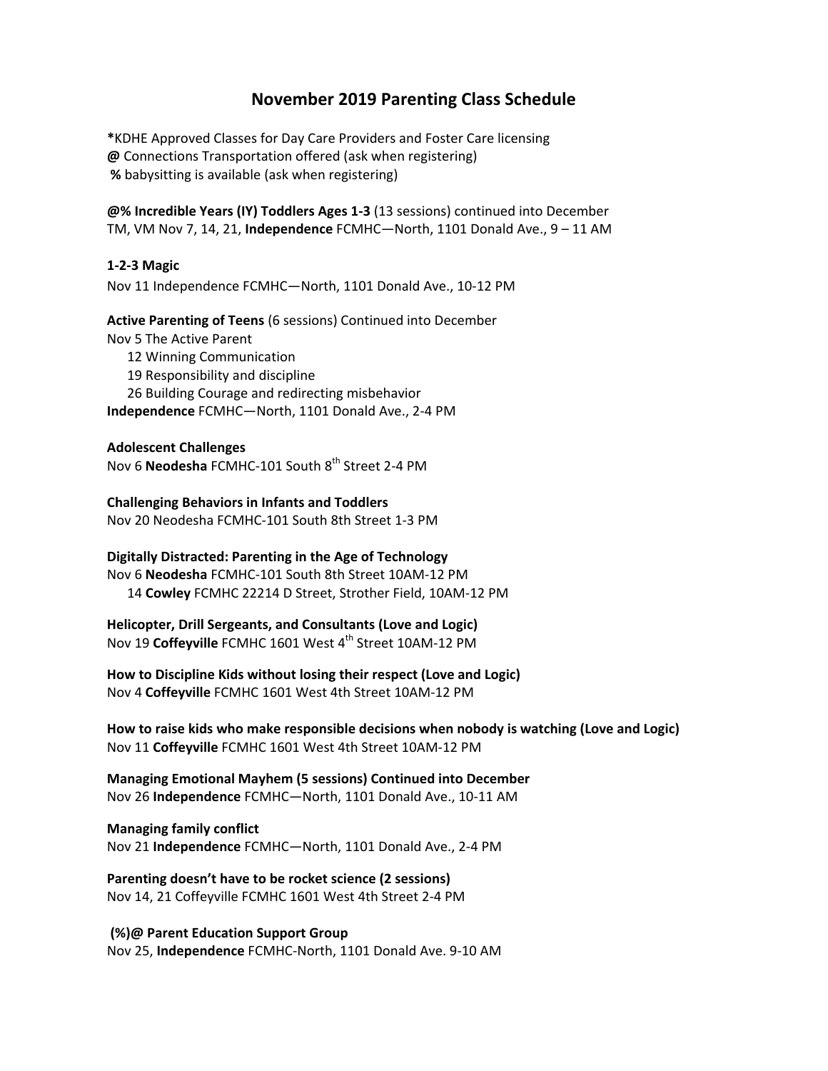# November 2019 Parenting Class Schedule

**\***KDHE Approved Classes for Day Care Providers and Foster Care licensing
**@** Connections Transportation offered (ask when registering)
**%** babysitting is available (ask when registering)

**@% Incredible Years (IY) Toddlers Ages 1-3** (13 sessions) continued into December
TM, VM Nov 7, 14, 21, **Independence** FCMHC—North, 1101 Donald Ave., 9 – 11 AM

**1-2-3 Magic**
Nov 11 Independence FCMHC—North, 1101 Donald Ave., 10-12 PM

**Active Parenting of Teens** (6 sessions) Continued into December
Nov 5 The Active Parent
12 Winning Communication
19 Responsibility and discipline
26 Building Courage and redirecting misbehavior
**Independence** FCMHC—North, 1101 Donald Ave., 2-4 PM

**Adolescent Challenges**
Nov 6 **Neodesha** FCMHC-101 South 8th Street 2-4 PM

**Challenging Behaviors in Infants and Toddlers**
Nov 20 Neodesha FCMHC-101 South 8th Street 1-3 PM

**Digitally Distracted: Parenting in the Age of Technology**
Nov 6 **Neodesha** FCMHC-101 South 8th Street 10AM-12 PM
14 **Cowley** FCMHC 22214 D Street, Strother Field, 10AM-12 PM

**Helicopter, Drill Sergeants, and Consultants (Love and Logic)**
Nov 19 **Coffeyville** FCMHC 1601 West 4th Street 10AM-12 PM

**How to Discipline Kids without losing their respect (Love and Logic)**
Nov 4 **Coffeyville** FCMHC 1601 West 4th Street 10AM-12 PM

**How to raise kids who make responsible decisions when nobody is watching (Love and Logic)**
Nov 11 **Coffeyville** FCMHC 1601 West 4th Street 10AM-12 PM

**Managing Emotional Mayhem (5 sessions) Continued into December**
Nov 26 **Independence** FCMHC—North, 1101 Donald Ave., 10-11 AM

**Managing family conflict**
Nov 21 **Independence** FCMHC—North, 1101 Donald Ave., 2-4 PM

**Parenting doesn't have to be rocket science (2 sessions)**
Nov 14, 21 Coffeyville FCMHC 1601 West 4th Street 2-4 PM

**(%)@ Parent Education Support Group**
Nov 25, **Independence** FCMHC-North, 1101 Donald Ave. 9-10 AM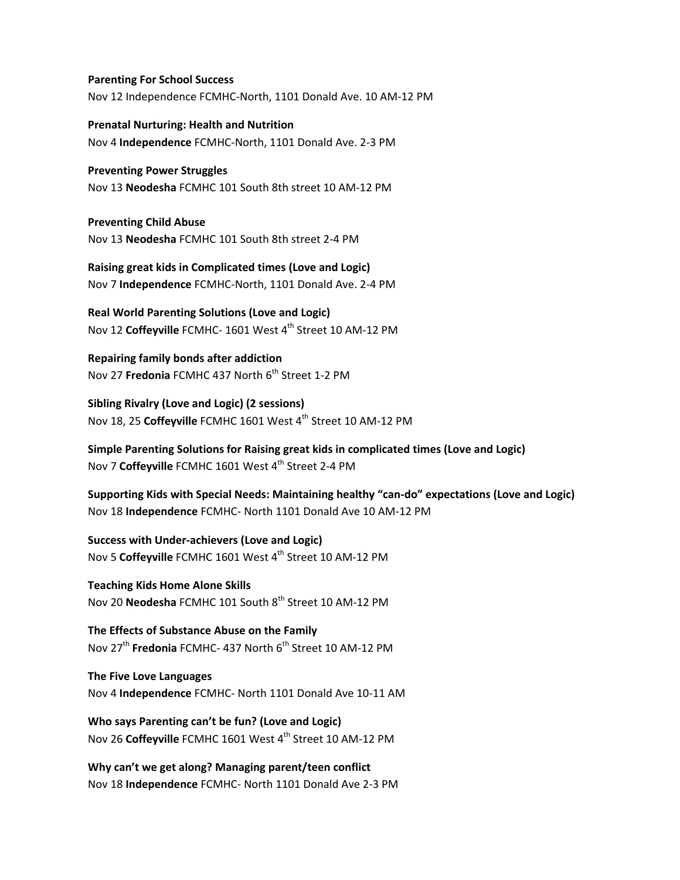**Parenting For School Success**
Nov 12 Independence FCMHC-North, 1101 Donald Ave. 10 AM-12 PM

**Prenatal Nurturing: Health and Nutrition**
Nov 4 **Independence** FCMHC-North, 1101 Donald Ave. 2-3 PM

**Preventing Power Struggles**
Nov 13 **Neodesha** FCMHC 101 South 8th street 10 AM-12 PM

**Preventing Child Abuse**
Nov 13 **Neodesha** FCMHC 101 South 8th street 2-4 PM

**Raising great kids in Complicated times (Love and Logic)**
Nov 7 **Independence** FCMHC-North, 1101 Donald Ave. 2-4 PM

**Real World Parenting Solutions (Love and Logic)**
Nov 12 **Coffeyville** FCMHC- 1601 West 4th Street 10 AM-12 PM

**Repairing family bonds after addiction**
Nov 27 **Fredonia** FCMHC 437 North 6th Street 1-2 PM

**Sibling Rivalry (Love and Logic) (2 sessions)**
Nov 18, 25 **Coffeyville** FCMHC 1601 West 4th Street 10 AM-12 PM

**Simple Parenting Solutions for Raising great kids in complicated times (Love and Logic)**
Nov 7 **Coffeyville** FCMHC 1601 West 4th Street 2-4 PM

**Supporting Kids with Special Needs: Maintaining healthy "can-do" expectations (Love and Logic)**
Nov 18 **Independence** FCMHC- North 1101 Donald Ave 10 AM-12 PM

**Success with Under-achievers (Love and Logic)**
Nov 5 **Coffeyville** FCMHC 1601 West 4th Street 10 AM-12 PM

**Teaching Kids Home Alone Skills**
Nov 20 **Neodesha** FCMHC 101 South 8th Street 10 AM-12 PM

**The Effects of Substance Abuse on the Family**
Nov 27th **Fredonia** FCMHC- 437 North 6th Street 10 AM-12 PM

**The Five Love Languages**
Nov 4 **Independence** FCMHC- North 1101 Donald Ave 10-11 AM

**Who says Parenting can't be fun? (Love and Logic)**
Nov 26 **Coffeyville** FCMHC 1601 West 4th Street 10 AM-12 PM

**Why can't we get along? Managing parent/teen conflict**
Nov 18 **Independence** FCMHC- North 1101 Donald Ave 2-3 PM